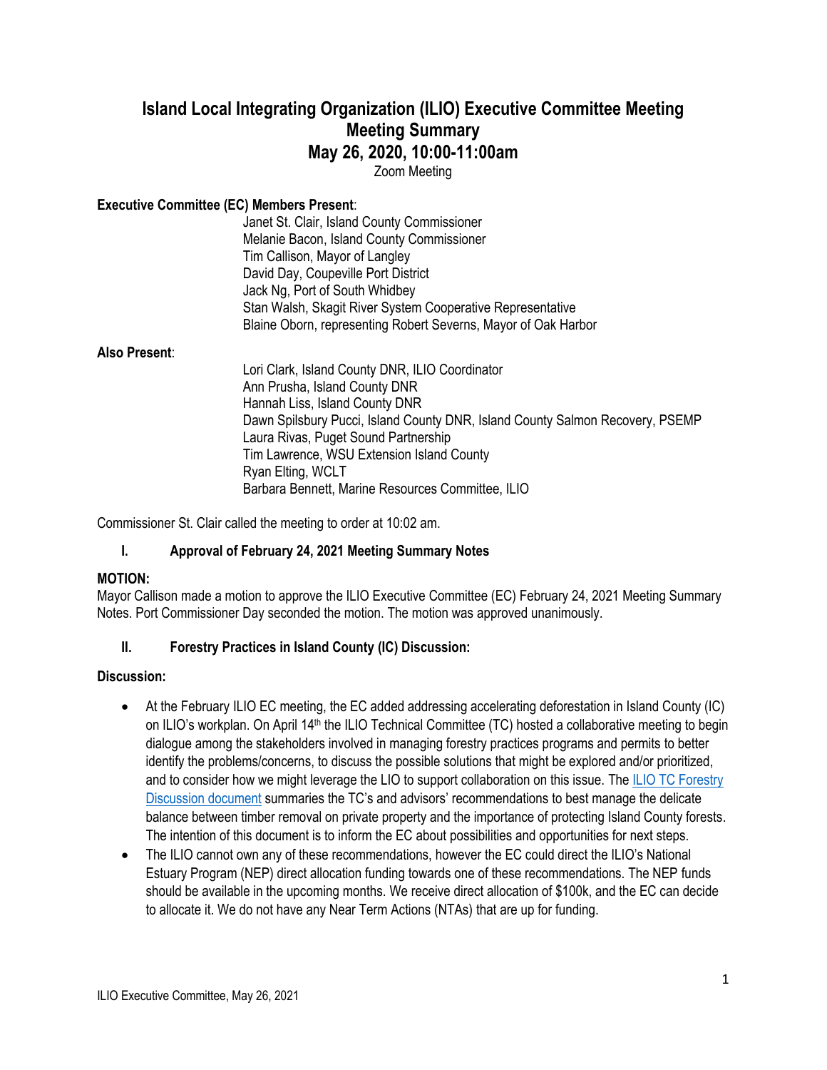# Island Local Integrating Organization (ILIO) Executive Committee Meeting
# Meeting Summary
# May 26, 2020, 10:00-11:00am

Zoom Meeting

**Executive Committee (EC) Members Present**:

Janet St. Clair, Island County Commissioner
Melanie Bacon, Island County Commissioner
Tim Callison, Mayor of Langley
David Day, Coupeville Port District
Jack Ng, Port of South Whidbey
Stan Walsh, Skagit River System Cooperative Representative
Blaine Oborn, representing Robert Severns, Mayor of Oak Harbor

**Also Present**:

Lori Clark, Island County DNR, ILIO Coordinator
Ann Prusha, Island County DNR
Hannah Liss, Island County DNR
Dawn Spilsbury Pucci, Island County DNR, Island County Salmon Recovery, PSEMP
Laura Rivas, Puget Sound Partnership
Tim Lawrence, WSU Extension Island County
Ryan Elting, WCLT
Barbara Bennett, Marine Resources Committee, ILIO

Commissioner St. Clair called the meeting to order at 10:02 am.

## I. Approval of February 24, 2021 Meeting Summary Notes

**MOTION:**

Mayor Callison made a motion to approve the ILIO Executive Committee (EC) February 24, 2021 Meeting Summary Notes. Port Commissioner Day seconded the motion. The motion was approved unanimously.

## II. Forestry Practices in Island County (IC) Discussion:

**Discussion:**

- At the February ILIO EC meeting, the EC added addressing accelerating deforestation in Island County (IC) on ILIO's workplan. On April 14th the ILIO Technical Committee (TC) hosted a collaborative meeting to begin dialogue among the stakeholders involved in managing forestry practices programs and permits to better identify the problems/concerns, to discuss the possible solutions that might be explored and/or prioritized, and to consider how we might leverage the LIO to support collaboration on this issue. The ILIO TC Forestry Discussion document summaries the TC's and advisors' recommendations to best manage the delicate balance between timber removal on private property and the importance of protecting Island County forests. The intention of this document is to inform the EC about possibilities and opportunities for next steps.
- The ILIO cannot own any of these recommendations, however the EC could direct the ILIO's National Estuary Program (NEP) direct allocation funding towards one of these recommendations. The NEP funds should be available in the upcoming months. We receive direct allocation of $100k, and the EC can decide to allocate it. We do not have any Near Term Actions (NTAs) that are up for funding.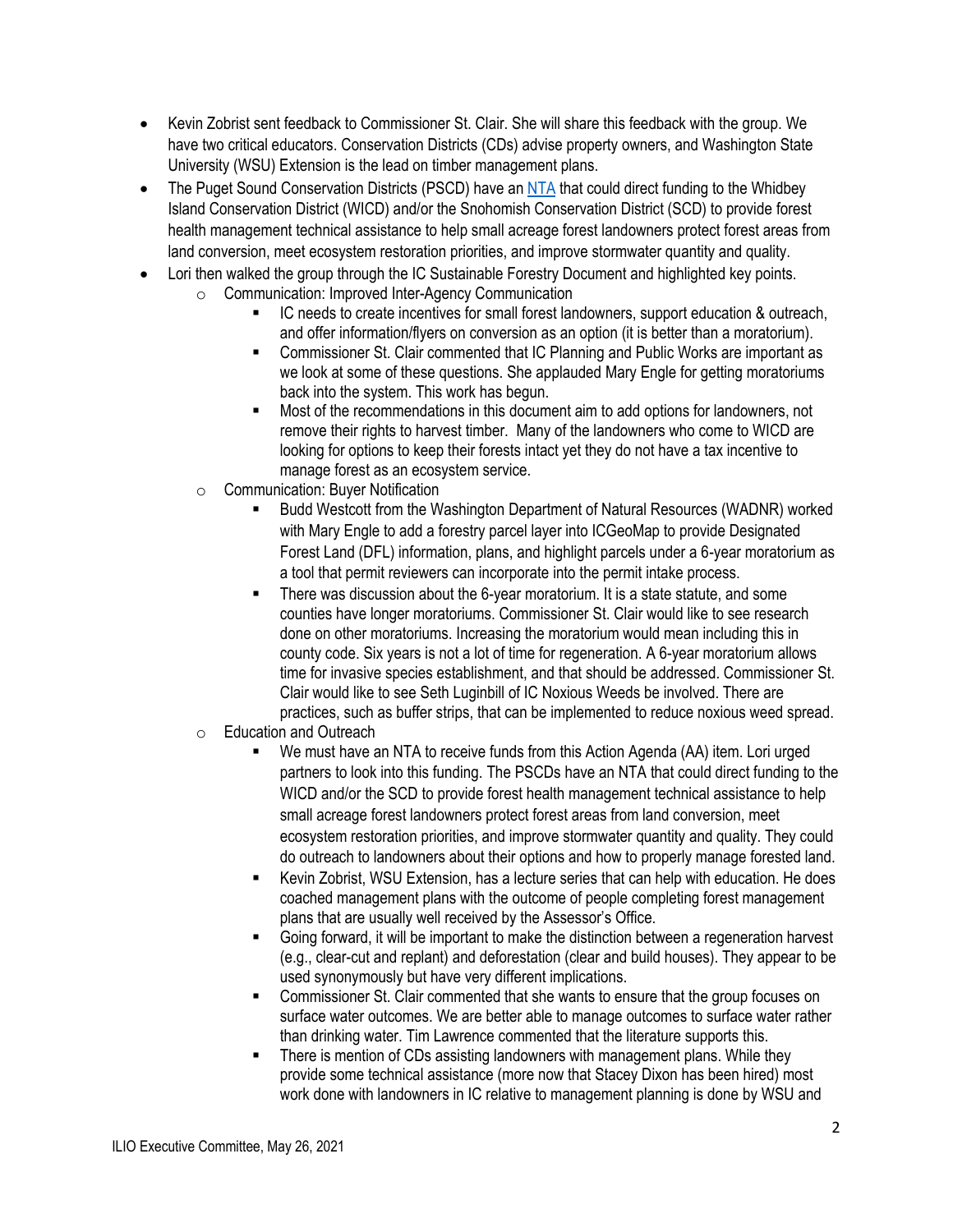- Kevin Zobrist sent feedback to Commissioner St. Clair. She will share this feedback with the group. We have two critical educators. Conservation Districts (CDs) advise property owners, and Washington State University (WSU) Extension is the lead on timber management plans.
- The Puget Sound Conservation Districts (PSCD) have an NTA that could direct funding to the Whidbey Island Conservation District (WICD) and/or the Snohomish Conservation District (SCD) to provide forest health management technical assistance to help small acreage forest landowners protect forest areas from land conversion, meet ecosystem restoration priorities, and improve stormwater quantity and quality.
- Lori then walked the group through the IC Sustainable Forestry Document and highlighted key points.
  - Communication: Improved Inter-Agency Communication
    - IC needs to create incentives for small forest landowners, support education & outreach, and offer information/flyers on conversion as an option (it is better than a moratorium).
    - Commissioner St. Clair commented that IC Planning and Public Works are important as we look at some of these questions. She applauded Mary Engle for getting moratoriums back into the system. This work has begun.
    - Most of the recommendations in this document aim to add options for landowners, not remove their rights to harvest timber. Many of the landowners who come to WICD are looking for options to keep their forests intact yet they do not have a tax incentive to manage forest as an ecosystem service.
  - Communication: Buyer Notification
    - Budd Westcott from the Washington Department of Natural Resources (WADNR) worked with Mary Engle to add a forestry parcel layer into ICGeoMap to provide Designated Forest Land (DFL) information, plans, and highlight parcels under a 6-year moratorium as a tool that permit reviewers can incorporate into the permit intake process.
    - There was discussion about the 6-year moratorium. It is a state statute, and some counties have longer moratoriums. Commissioner St. Clair would like to see research done on other moratoriums. Increasing the moratorium would mean including this in county code. Six years is not a lot of time for regeneration. A 6-year moratorium allows time for invasive species establishment, and that should be addressed. Commissioner St. Clair would like to see Seth Luginbill of IC Noxious Weeds be involved. There are practices, such as buffer strips, that can be implemented to reduce noxious weed spread.
  - Education and Outreach
    - We must have an NTA to receive funds from this Action Agenda (AA) item. Lori urged partners to look into this funding. The PSCDs have an NTA that could direct funding to the WICD and/or the SCD to provide forest health management technical assistance to help small acreage forest landowners protect forest areas from land conversion, meet ecosystem restoration priorities, and improve stormwater quantity and quality. They could do outreach to landowners about their options and how to properly manage forested land.
    - Kevin Zobrist, WSU Extension, has a lecture series that can help with education. He does coached management plans with the outcome of people completing forest management plans that are usually well received by the Assessor's Office.
    - Going forward, it will be important to make the distinction between a regeneration harvest (e.g., clear-cut and replant) and deforestation (clear and build houses). They appear to be used synonymously but have very different implications.
    - Commissioner St. Clair commented that she wants to ensure that the group focuses on surface water outcomes. We are better able to manage outcomes to surface water rather than drinking water. Tim Lawrence commented that the literature supports this.
    - There is mention of CDs assisting landowners with management plans. While they provide some technical assistance (more now that Stacey Dixon has been hired) most work done with landowners in IC relative to management planning is done by WSU and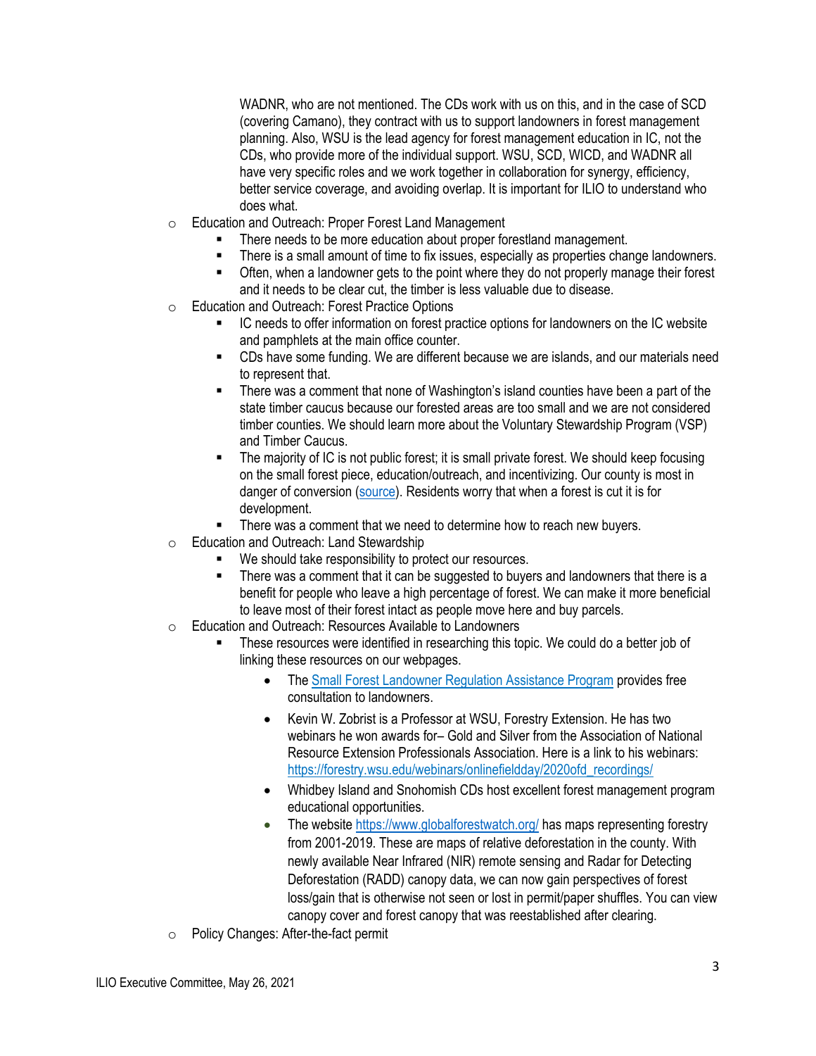WADNR, who are not mentioned. The CDs work with us on this, and in the case of SCD (covering Camano), they contract with us to support landowners in forest management planning. Also, WSU is the lead agency for forest management education in IC, not the CDs, who provide more of the individual support. WSU, SCD, WICD, and WADNR all have very specific roles and we work together in collaboration for synergy, efficiency, better service coverage, and avoiding overlap. It is important for ILIO to understand who does what.

- Education and Outreach: Proper Forest Land Management
  - There needs to be more education about proper forestland management.
  - There is a small amount of time to fix issues, especially as properties change landowners.
  - Often, when a landowner gets to the point where they do not properly manage their forest and it needs to be clear cut, the timber is less valuable due to disease.
- Education and Outreach: Forest Practice Options
  - IC needs to offer information on forest practice options for landowners on the IC website and pamphlets at the main office counter.
  - CDs have some funding. We are different because we are islands, and our materials need to represent that.
  - There was a comment that none of Washington's island counties have been a part of the state timber caucus because our forested areas are too small and we are not considered timber counties. We should learn more about the Voluntary Stewardship Program (VSP) and Timber Caucus.
  - The majority of IC is not public forest; it is small private forest. We should keep focusing on the small forest piece, education/outreach, and incentivizing. Our county is most in danger of conversion (source). Residents worry that when a forest is cut it is for development.
  - There was a comment that we need to determine how to reach new buyers.
- Education and Outreach: Land Stewardship
  - We should take responsibility to protect our resources.
  - There was a comment that it can be suggested to buyers and landowners that there is a benefit for people who leave a high percentage of forest. We can make it more beneficial to leave most of their forest intact as people move here and buy parcels.
- Education and Outreach: Resources Available to Landowners
  - These resources were identified in researching this topic. We could do a better job of linking these resources on our webpages.
    - The Small Forest Landowner Regulation Assistance Program provides free consultation to landowners.
    - Kevin W. Zobrist is a Professor at WSU, Forestry Extension. He has two webinars he won awards for– Gold and Silver from the Association of National Resource Extension Professionals Association. Here is a link to his webinars: https://forestry.wsu.edu/webinars/onlinefieldday/2020ofd_recordings/
    - Whidbey Island and Snohomish CDs host excellent forest management program educational opportunities.
    - The website https://www.globalforestwatch.org/ has maps representing forestry from 2001-2019. These are maps of relative deforestation in the county. With newly available Near Infrared (NIR) remote sensing and Radar for Detecting Deforestation (RADD) canopy data, we can now gain perspectives of forest loss/gain that is otherwise not seen or lost in permit/paper shuffles. You can view canopy cover and forest canopy that was reestablished after clearing.
- Policy Changes: After-the-fact permit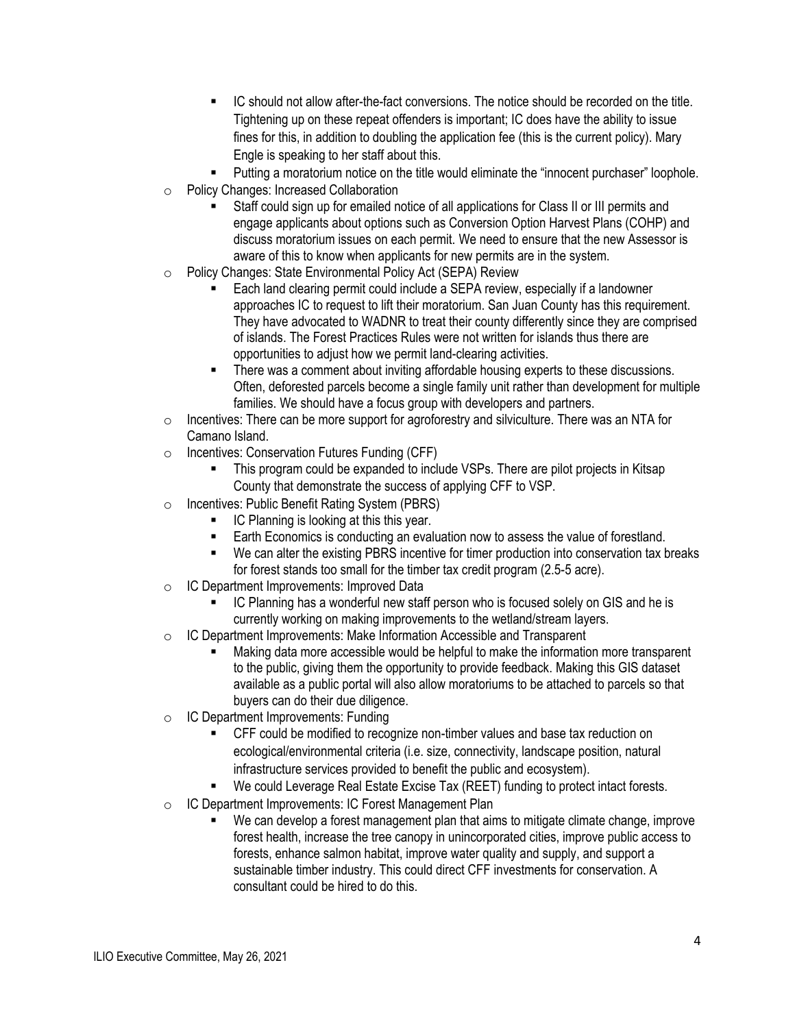- IC should not allow after-the-fact conversions. The notice should be recorded on the title. Tightening up on these repeat offenders is important; IC does have the ability to issue fines for this, in addition to doubling the application fee (this is the current policy). Mary Engle is speaking to her staff about this.
- Putting a moratorium notice on the title would eliminate the "innocent purchaser" loophole.

- Policy Changes: Increased Collaboration
  - Staff could sign up for emailed notice of all applications for Class II or III permits and engage applicants about options such as Conversion Option Harvest Plans (COHP) and discuss moratorium issues on each permit. We need to ensure that the new Assessor is aware of this to know when applicants for new permits are in the system.
- Policy Changes: State Environmental Policy Act (SEPA) Review
  - Each land clearing permit could include a SEPA review, especially if a landowner approaches IC to request to lift their moratorium. San Juan County has this requirement. They have advocated to WADNR to treat their county differently since they are comprised of islands. The Forest Practices Rules were not written for islands thus there are opportunities to adjust how we permit land-clearing activities.
  - There was a comment about inviting affordable housing experts to these discussions. Often, deforested parcels become a single family unit rather than development for multiple families. We should have a focus group with developers and partners.
- Incentives: There can be more support for agroforestry and silviculture. There was an NTA for Camano Island.
- Incentives: Conservation Futures Funding (CFF)
  - This program could be expanded to include VSPs. There are pilot projects in Kitsap County that demonstrate the success of applying CFF to VSP.
- Incentives: Public Benefit Rating System (PBRS)
  - IC Planning is looking at this this year.
  - Earth Economics is conducting an evaluation now to assess the value of forestland.
  - We can alter the existing PBRS incentive for timer production into conservation tax breaks for forest stands too small for the timber tax credit program (2.5-5 acre).
- IC Department Improvements: Improved Data
  - IC Planning has a wonderful new staff person who is focused solely on GIS and he is currently working on making improvements to the wetland/stream layers.
- IC Department Improvements: Make Information Accessible and Transparent
  - Making data more accessible would be helpful to make the information more transparent to the public, giving them the opportunity to provide feedback. Making this GIS dataset available as a public portal will also allow moratoriums to be attached to parcels so that buyers can do their due diligence.
- IC Department Improvements: Funding
  - CFF could be modified to recognize non-timber values and base tax reduction on ecological/environmental criteria (i.e. size, connectivity, landscape position, natural infrastructure services provided to benefit the public and ecosystem).
  - We could Leverage Real Estate Excise Tax (REET) funding to protect intact forests.
- IC Department Improvements: IC Forest Management Plan
  - We can develop a forest management plan that aims to mitigate climate change, improve forest health, increase the tree canopy in unincorporated cities, improve public access to forests, enhance salmon habitat, improve water quality and supply, and support a sustainable timber industry. This could direct CFF investments for conservation. A consultant could be hired to do this.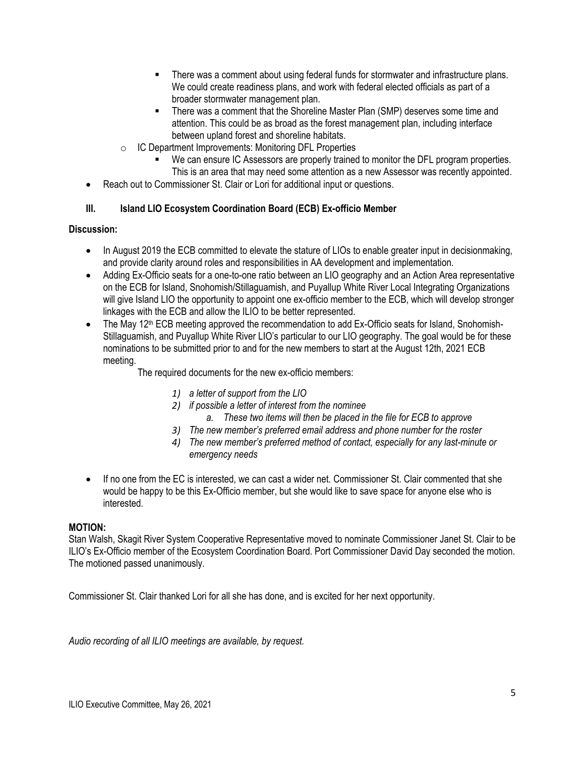- There was a comment about using federal funds for stormwater and infrastructure plans. We could create readiness plans, and work with federal elected officials as part of a broader stormwater management plan.
    - There was a comment that the Shoreline Master Plan (SMP) deserves some time and attention. This could be as broad as the forest management plan, including interface between upland forest and shoreline habitats.
  - IC Department Improvements: Monitoring DFL Properties
    - We can ensure IC Assessors are properly trained to monitor the DFL program properties. This is an area that may need some attention as a new Assessor was recently appointed.
- Reach out to Commissioner St. Clair or Lori for additional input or questions.

### III. Island LIO Ecosystem Coordination Board (ECB) Ex-officio Member

**Discussion:**

- In August 2019 the ECB committed to elevate the stature of LIOs to enable greater input in decisionmaking, and provide clarity around roles and responsibilities in AA development and implementation.
- Adding Ex-Officio seats for a one-to-one ratio between an LIO geography and an Action Area representative on the ECB for Island, Snohomish/Stillaguamish, and Puyallup White River Local Integrating Organizations will give Island LIO the opportunity to appoint one ex-officio member to the ECB, which will develop stronger linkages with the ECB and allow the ILIO to be better represented.
- The May 12th ECB meeting approved the recommendation to add Ex-Officio seats for Island, Snohomish-Stillaguamish, and Puyallup White River LIO's particular to our LIO geography. The goal would be for these nominations to be submitted prior to and for the new members to start at the August 12th, 2021 ECB meeting.

  The required documents for the new ex-officio members:

  1) *a letter of support from the LIO*
  2) *if possible a letter of interest from the nominee*
     a. *These two items will then be placed in the file for ECB to approve*
  3) *The new member's preferred email address and phone number for the roster*
  4) *The new member's preferred method of contact, especially for any last-minute or emergency needs*

- If no one from the EC is interested, we can cast a wider net. Commissioner St. Clair commented that she would be happy to be this Ex-Officio member, but she would like to save space for anyone else who is interested.

**MOTION:**

Stan Walsh, Skagit River System Cooperative Representative moved to nominate Commissioner Janet St. Clair to be ILIO's Ex-Officio member of the Ecosystem Coordination Board. Port Commissioner David Day seconded the motion. The motioned passed unanimously.

Commissioner St. Clair thanked Lori for all she has done, and is excited for her next opportunity.

*Audio recording of all ILIO meetings are available, by request.*